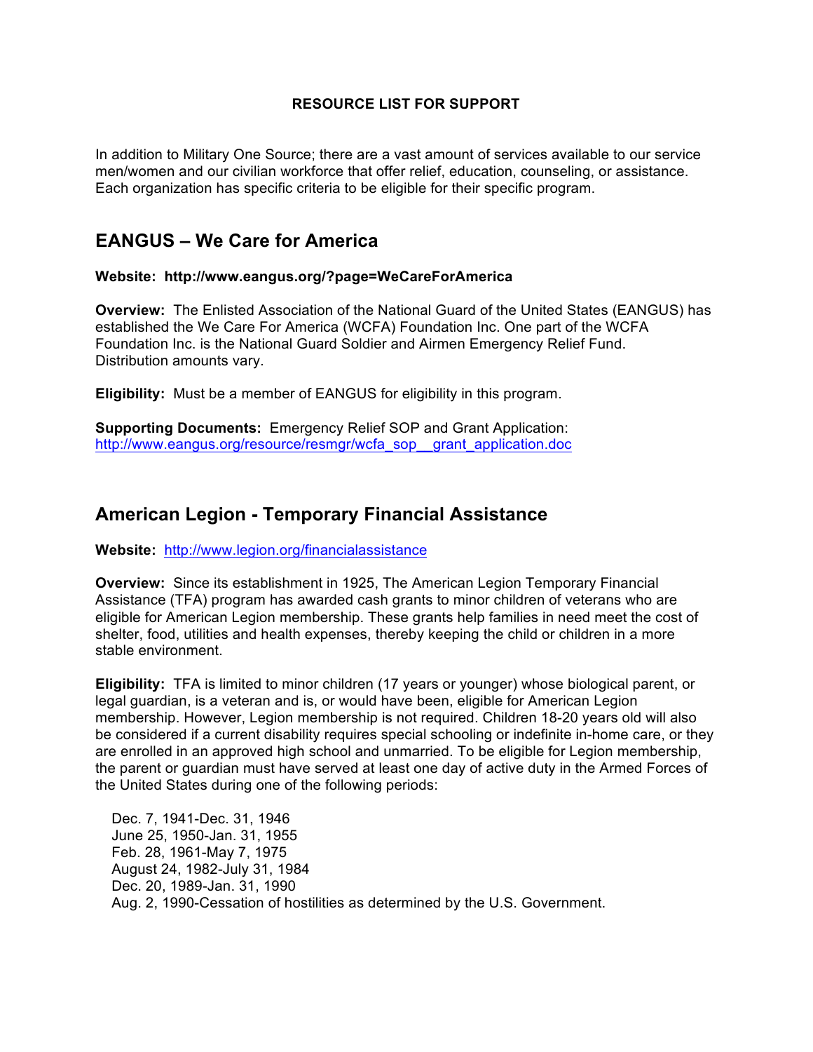# RESOURCE LIST FOR SUPPORT

In addition to Military One Source; there are a vast amount of services available to our service men/women and our civilian workforce that offer relief, education, counseling, or assistance. Each organization has specific criteria to be eligible for their specific program.

## EANGUS – We Care for America

**Website: http://www.eangus.org/?page=WeCareForAmerica**

**Overview:** The Enlisted Association of the National Guard of the United States (EANGUS) has established the We Care For America (WCFA) Foundation Inc. One part of the WCFA Foundation Inc. is the National Guard Soldier and Airmen Emergency Relief Fund. Distribution amounts vary.

**Eligibility:** Must be a member of EANGUS for eligibility in this program.

**Supporting Documents:** Emergency Relief SOP and Grant Application: http://www.eangus.org/resource/resmgr/wcfa_sop__grant_application.doc

## American Legion - Temporary Financial Assistance

**Website:** http://www.legion.org/financialassistance

**Overview:** Since its establishment in 1925, The American Legion Temporary Financial Assistance (TFA) program has awarded cash grants to minor children of veterans who are eligible for American Legion membership. These grants help families in need meet the cost of shelter, food, utilities and health expenses, thereby keeping the child or children in a more stable environment.

**Eligibility:** TFA is limited to minor children (17 years or younger) whose biological parent, or legal guardian, is a veteran and is, or would have been, eligible for American Legion membership. However, Legion membership is not required. Children 18-20 years old will also be considered if a current disability requires special schooling or indefinite in-home care, or they are enrolled in an approved high school and unmarried. To be eligible for Legion membership, the parent or guardian must have served at least one day of active duty in the Armed Forces of the United States during one of the following periods:

Dec. 7, 1941-Dec. 31, 1946  
June 25, 1950-Jan. 31, 1955  
Feb. 28, 1961-May 7, 1975  
August 24, 1982-July 31, 1984  
Dec. 20, 1989-Jan. 31, 1990  
Aug. 2, 1990-Cessation of hostilities as determined by the U.S. Government.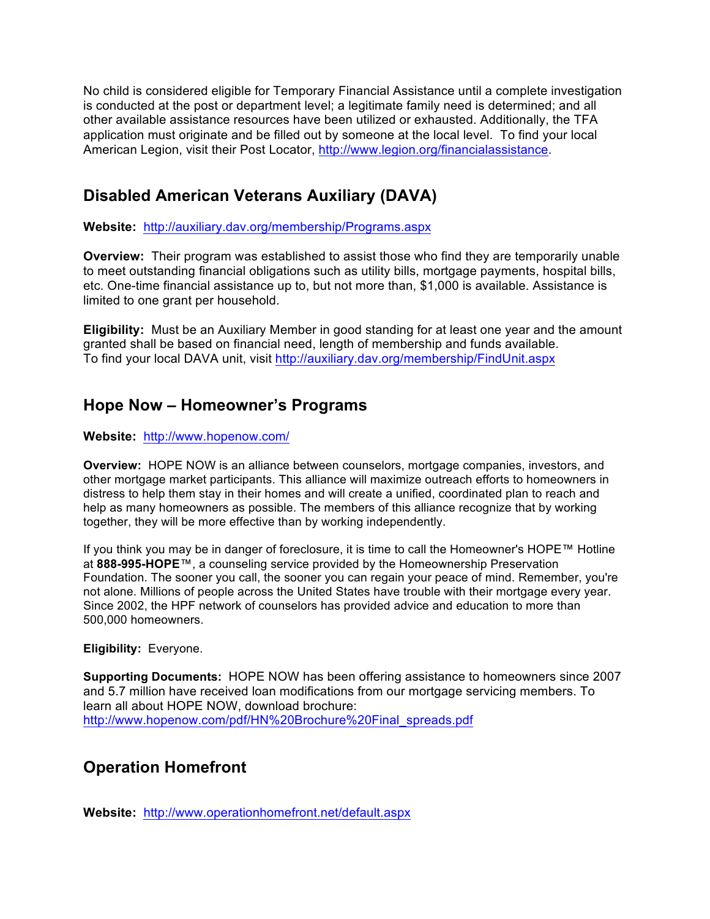No child is considered eligible for Temporary Financial Assistance until a complete investigation is conducted at the post or department level; a legitimate family need is determined; and all other available assistance resources have been utilized or exhausted. Additionally, the TFA application must originate and be filled out by someone at the local level. To find your local American Legion, visit their Post Locator, http://www.legion.org/financialassistance.

## Disabled American Veterans Auxiliary (DAVA)

**Website:** http://auxiliary.dav.org/membership/Programs.aspx

**Overview:** Their program was established to assist those who find they are temporarily unable to meet outstanding financial obligations such as utility bills, mortgage payments, hospital bills, etc. One-time financial assistance up to, but not more than, $1,000 is available. Assistance is limited to one grant per household.

**Eligibility:** Must be an Auxiliary Member in good standing for at least one year and the amount granted shall be based on financial need, length of membership and funds available.
To find your local DAVA unit, visit http://auxiliary.dav.org/membership/FindUnit.aspx

## Hope Now – Homeowner's Programs

**Website:** http://www.hopenow.com/

**Overview:** HOPE NOW is an alliance between counselors, mortgage companies, investors, and other mortgage market participants. This alliance will maximize outreach efforts to homeowners in distress to help them stay in their homes and will create a unified, coordinated plan to reach and help as many homeowners as possible. The members of this alliance recognize that by working together, they will be more effective than by working independently.

If you think you may be in danger of foreclosure, it is time to call the Homeowner's HOPE™ Hotline at **888-995-HOPE**™, a counseling service provided by the Homeownership Preservation Foundation. The sooner you call, the sooner you can regain your peace of mind. Remember, you're not alone. Millions of people across the United States have trouble with their mortgage every year. Since 2002, the HPF network of counselors has provided advice and education to more than 500,000 homeowners.

**Eligibility:** Everyone.

**Supporting Documents:** HOPE NOW has been offering assistance to homeowners since 2007 and 5.7 million have received loan modifications from our mortgage servicing members. To learn all about HOPE NOW, download brochure:
http://www.hopenow.com/pdf/HN%20Brochure%20Final_spreads.pdf

## Operation Homefront

**Website:** http://www.operationhomefront.net/default.aspx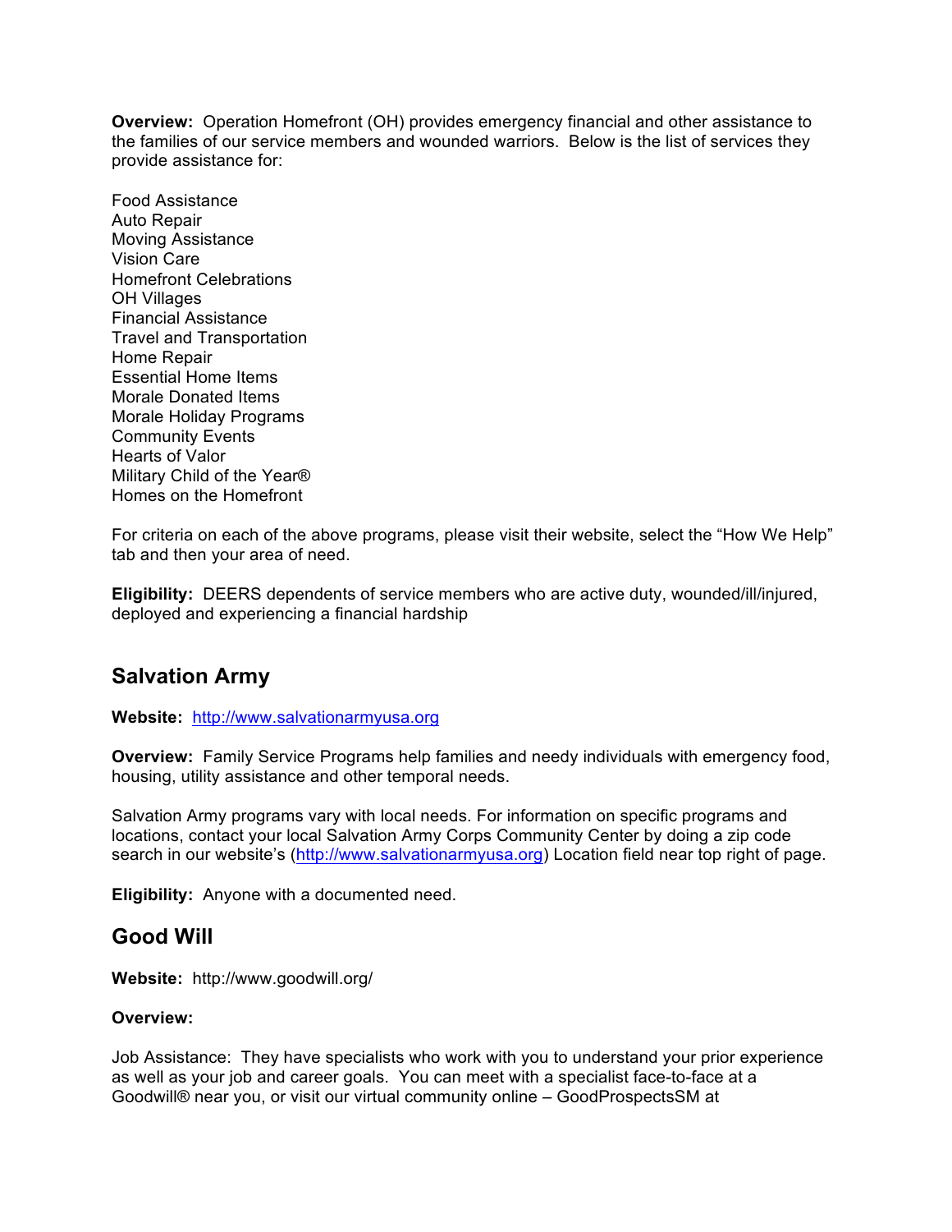**Overview:** Operation Homefront (OH) provides emergency financial and other assistance to the families of our service members and wounded warriors. Below is the list of services they provide assistance for:

Food Assistance
Auto Repair
Moving Assistance
Vision Care
Homefront Celebrations
OH Villages
Financial Assistance
Travel and Transportation
Home Repair
Essential Home Items
Morale Donated Items
Morale Holiday Programs
Community Events
Hearts of Valor
Military Child of the Year®
Homes on the Homefront

For criteria on each of the above programs, please visit their website, select the "How We Help" tab and then your area of need.

**Eligibility:** DEERS dependents of service members who are active duty, wounded/ill/injured, deployed and experiencing a financial hardship

## Salvation Army

**Website:** http://www.salvationarmyusa.org

**Overview:** Family Service Programs help families and needy individuals with emergency food, housing, utility assistance and other temporal needs.

Salvation Army programs vary with local needs. For information on specific programs and locations, contact your local Salvation Army Corps Community Center by doing a zip code search in our website's (http://www.salvationarmyusa.org) Location field near top right of page.

**Eligibility:** Anyone with a documented need.

## Good Will

**Website:** http://www.goodwill.org/

**Overview:**

Job Assistance: They have specialists who work with you to understand your prior experience as well as your job and career goals. You can meet with a specialist face-to-face at a Goodwill® near you, or visit our virtual community online – GoodProspectsSM at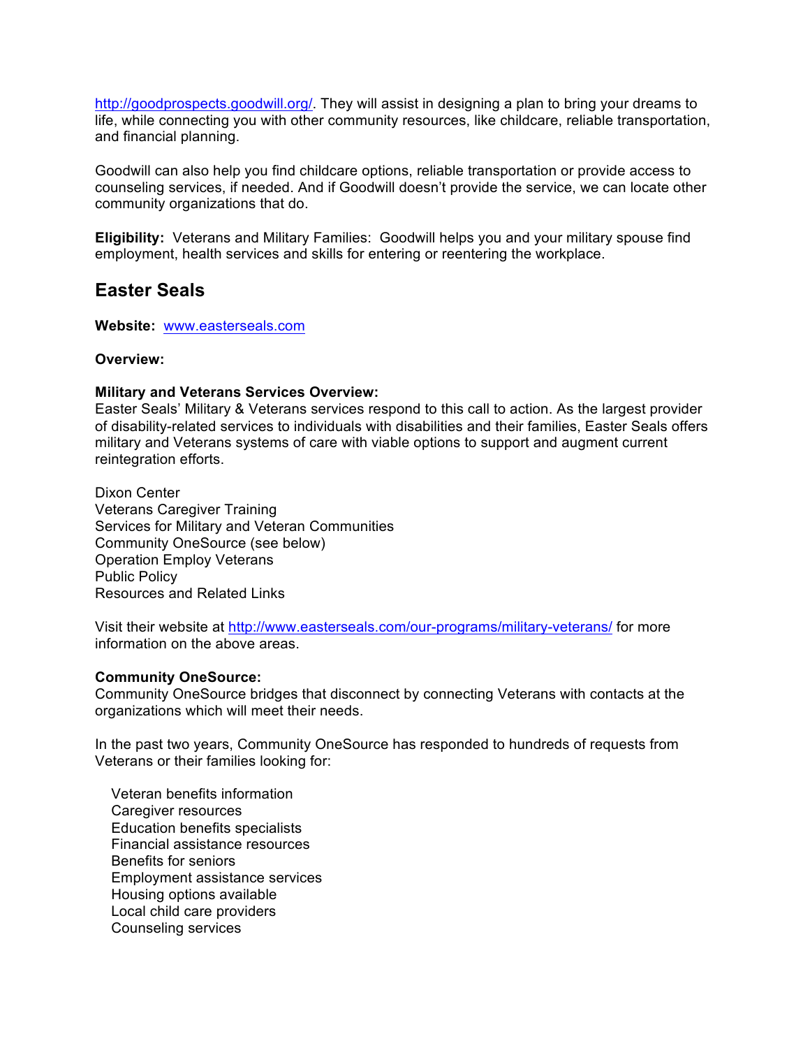http://goodprospects.goodwill.org/. They will assist in designing a plan to bring your dreams to life, while connecting you with other community resources, like childcare, reliable transportation, and financial planning.

Goodwill can also help you find childcare options, reliable transportation or provide access to counseling services, if needed. And if Goodwill doesn't provide the service, we can locate other community organizations that do.

**Eligibility:** Veterans and Military Families: Goodwill helps you and your military spouse find employment, health services and skills for entering or reentering the workplace.

## Easter Seals

**Website:** www.easterseals.com

**Overview:**

**Military and Veterans Services Overview:**
Easter Seals' Military & Veterans services respond to this call to action. As the largest provider of disability-related services to individuals with disabilities and their families, Easter Seals offers military and Veterans systems of care with viable options to support and augment current reintegration efforts.

Dixon Center
Veterans Caregiver Training
Services for Military and Veteran Communities
Community OneSource (see below)
Operation Employ Veterans
Public Policy
Resources and Related Links

Visit their website at http://www.easterseals.com/our-programs/military-veterans/ for more information on the above areas.

**Community OneSource:**
Community OneSource bridges that disconnect by connecting Veterans with contacts at the organizations which will meet their needs.

In the past two years, Community OneSource has responded to hundreds of requests from Veterans or their families looking for:

- Veteran benefits information
- Caregiver resources
- Education benefits specialists
- Financial assistance resources
- Benefits for seniors
- Employment assistance services
- Housing options available
- Local child care providers
- Counseling services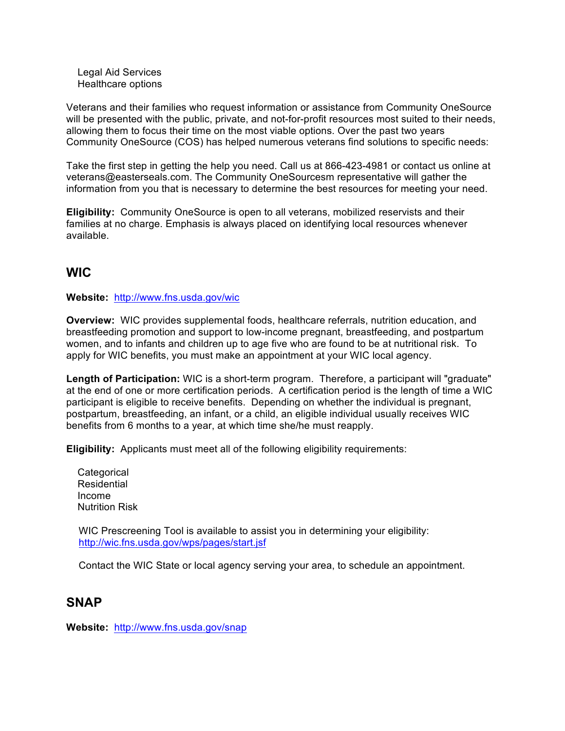- Legal Aid Services
- Healthcare options

Veterans and their families who request information or assistance from Community OneSource will be presented with the public, private, and not-for-profit resources most suited to their needs, allowing them to focus their time on the most viable options. Over the past two years Community OneSource (COS) has helped numerous veterans find solutions to specific needs:

Take the first step in getting the help you need. Call us at 866-423-4981 or contact us online at veterans@easterseals.com. The Community OneSourcesm representative will gather the information from you that is necessary to determine the best resources for meeting your need.

**Eligibility:** Community OneSource is open to all veterans, mobilized reservists and their families at no charge. Emphasis is always placed on identifying local resources whenever available.

## WIC

**Website:** http://www.fns.usda.gov/wic

**Overview:** WIC provides supplemental foods, healthcare referrals, nutrition education, and breastfeeding promotion and support to low-income pregnant, breastfeeding, and postpartum women, and to infants and children up to age five who are found to be at nutritional risk. To apply for WIC benefits, you must make an appointment at your WIC local agency.

**Length of Participation:** WIC is a short-term program. Therefore, a participant will "graduate" at the end of one or more certification periods. A certification period is the length of time a WIC participant is eligible to receive benefits. Depending on whether the individual is pregnant, postpartum, breastfeeding, an infant, or a child, an eligible individual usually receives WIC benefits from 6 months to a year, at which time she/he must reapply.

**Eligibility:** Applicants must meet all of the following eligibility requirements:

- Categorical
- Residential
- Income
- Nutrition Risk

WIC Prescreening Tool is available to assist you in determining your eligibility: http://wic.fns.usda.gov/wps/pages/start.jsf

Contact the WIC State or local agency serving your area, to schedule an appointment.

## SNAP

**Website:** http://www.fns.usda.gov/snap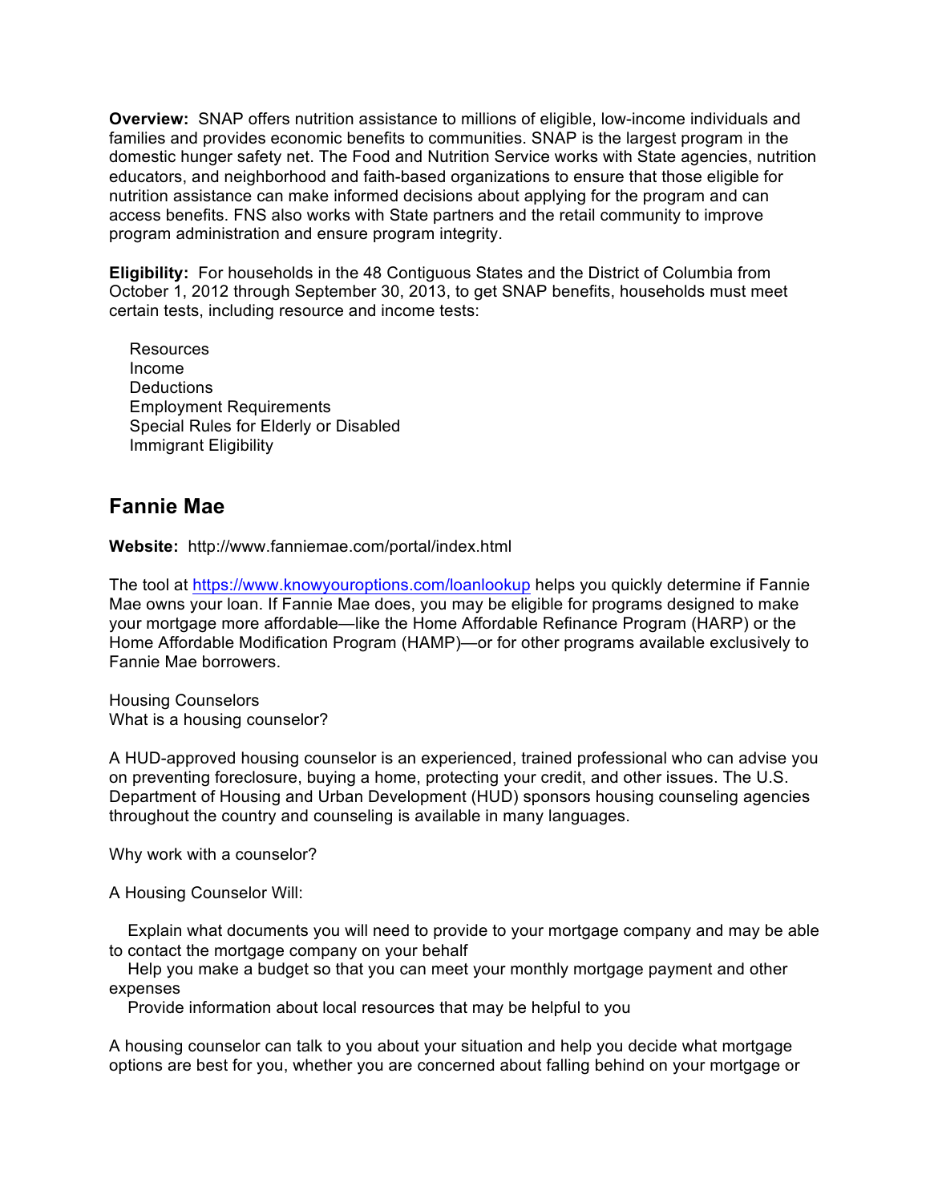**Overview:** SNAP offers nutrition assistance to millions of eligible, low-income individuals and families and provides economic benefits to communities. SNAP is the largest program in the domestic hunger safety net. The Food and Nutrition Service works with State agencies, nutrition educators, and neighborhood and faith-based organizations to ensure that those eligible for nutrition assistance can make informed decisions about applying for the program and can access benefits. FNS also works with State partners and the retail community to improve program administration and ensure program integrity.

**Eligibility:** For households in the 48 Contiguous States and the District of Columbia from October 1, 2012 through September 30, 2013, to get SNAP benefits, households must meet certain tests, including resource and income tests:

- Resources
- Income
- Deductions
- Employment Requirements
- Special Rules for Elderly or Disabled
- Immigrant Eligibility

## Fannie Mae

**Website:** http://www.fanniemae.com/portal/index.html

The tool at https://www.knowyouroptions.com/loanlookup helps you quickly determine if Fannie Mae owns your loan. If Fannie Mae does, you may be eligible for programs designed to make your mortgage more affordable—like the Home Affordable Refinance Program (HARP) or the Home Affordable Modification Program (HAMP)—or for other programs available exclusively to Fannie Mae borrowers.

Housing Counselors
What is a housing counselor?

A HUD-approved housing counselor is an experienced, trained professional who can advise you on preventing foreclosure, buying a home, protecting your credit, and other issues. The U.S. Department of Housing and Urban Development (HUD) sponsors housing counseling agencies throughout the country and counseling is available in many languages.

Why work with a counselor?

A Housing Counselor Will:

- Explain what documents you will need to provide to your mortgage company and may be able to contact the mortgage company on your behalf
- Help you make a budget so that you can meet your monthly mortgage payment and other expenses
- Provide information about local resources that may be helpful to you

A housing counselor can talk to you about your situation and help you decide what mortgage options are best for you, whether you are concerned about falling behind on your mortgage or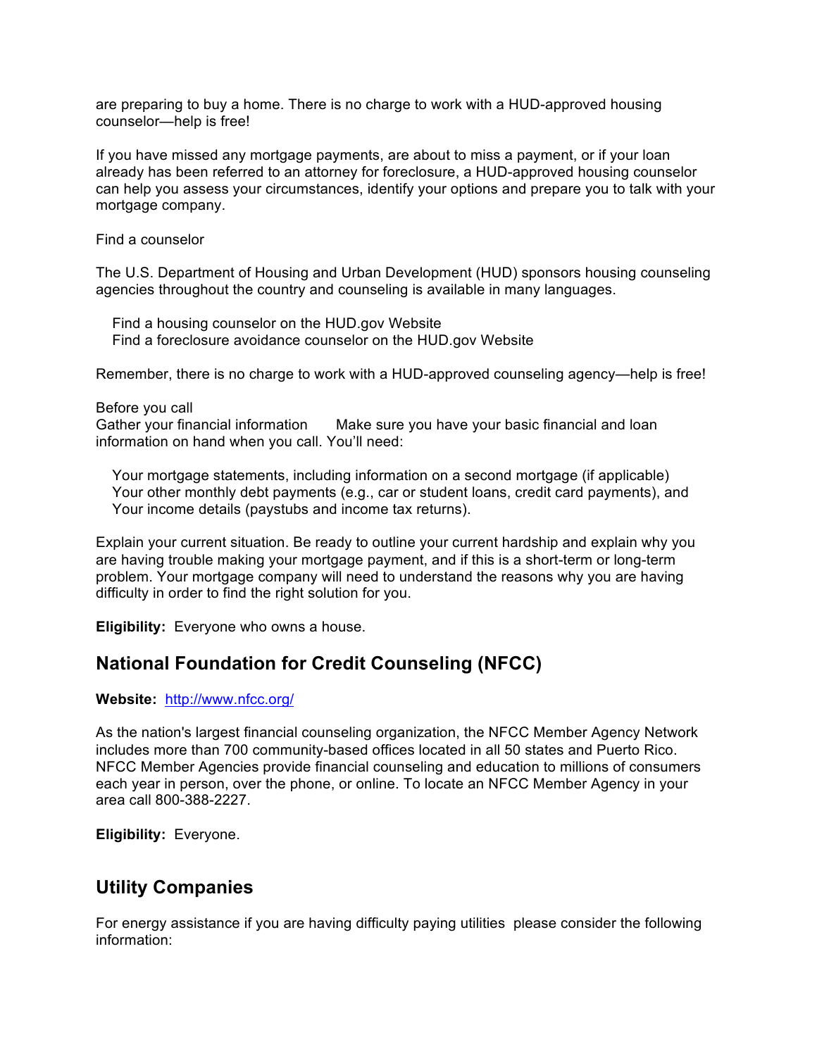are preparing to buy a home. There is no charge to work with a HUD-approved housing counselor—help is free!

If you have missed any mortgage payments, are about to miss a payment, or if your loan already has been referred to an attorney for foreclosure, a HUD-approved housing counselor can help you assess your circumstances, identify your options and prepare you to talk with your mortgage company.

Find a counselor

The U.S. Department of Housing and Urban Development (HUD) sponsors housing counseling agencies throughout the country and counseling is available in many languages.

- Find a housing counselor on the HUD.gov Website
- Find a foreclosure avoidance counselor on the HUD.gov Website

Remember, there is no charge to work with a HUD-approved counseling agency—help is free!

Before you call
Gather your financial information    Make sure you have your basic financial and loan information on hand when you call. You'll need:

- Your mortgage statements, including information on a second mortgage (if applicable)
- Your other monthly debt payments (e.g., car or student loans, credit card payments), and
- Your income details (paystubs and income tax returns).

Explain your current situation. Be ready to outline your current hardship and explain why you are having trouble making your mortgage payment, and if this is a short-term or long-term problem. Your mortgage company will need to understand the reasons why you are having difficulty in order to find the right solution for you.

**Eligibility:** Everyone who owns a house.

## National Foundation for Credit Counseling (NFCC)

**Website:** http://www.nfcc.org/

As the nation's largest financial counseling organization, the NFCC Member Agency Network includes more than 700 community-based offices located in all 50 states and Puerto Rico. NFCC Member Agencies provide financial counseling and education to millions of consumers each year in person, over the phone, or online. To locate an NFCC Member Agency in your area call 800-388-2227.

**Eligibility:** Everyone.

## Utility Companies

For energy assistance if you are having difficulty paying utilities please consider the following information: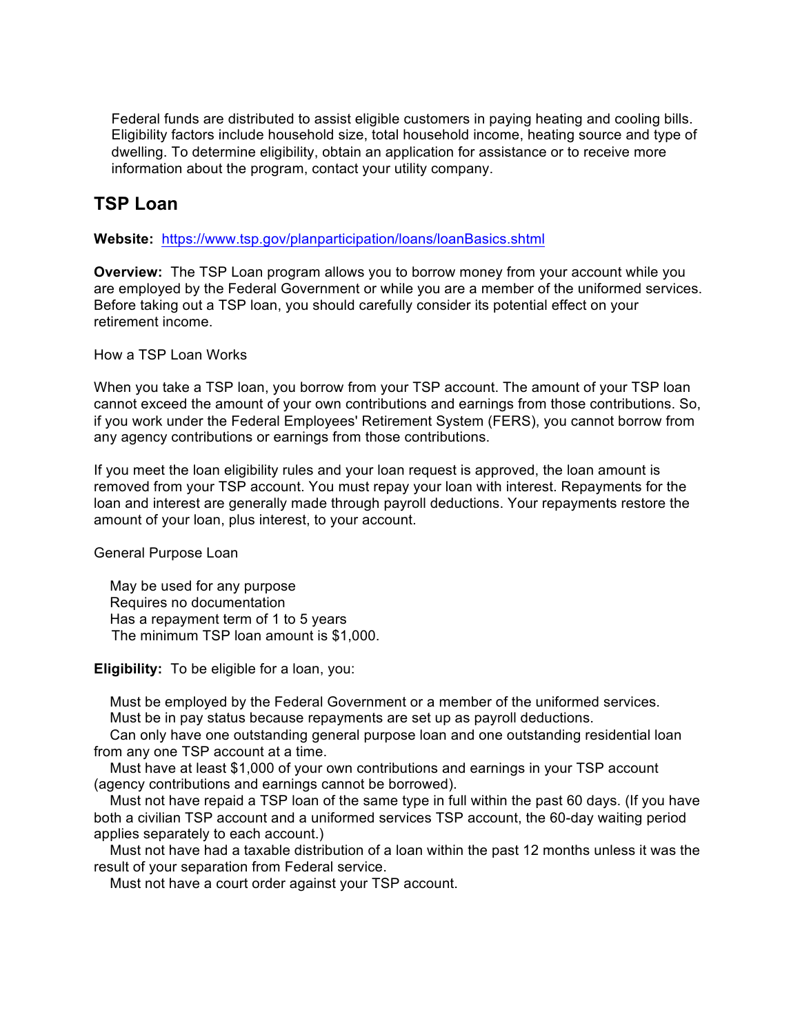Federal funds are distributed to assist eligible customers in paying heating and cooling bills. Eligibility factors include household size, total household income, heating source and type of dwelling. To determine eligibility, obtain an application for assistance or to receive more information about the program, contact your utility company.

## TSP Loan

**Website:** https://www.tsp.gov/planparticipation/loans/loanBasics.shtml

**Overview:** The TSP Loan program allows you to borrow money from your account while you are employed by the Federal Government or while you are a member of the uniformed services. Before taking out a TSP loan, you should carefully consider its potential effect on your retirement income.

How a TSP Loan Works

When you take a TSP loan, you borrow from your TSP account. The amount of your TSP loan cannot exceed the amount of your own contributions and earnings from those contributions. So, if you work under the Federal Employees' Retirement System (FERS), you cannot borrow from any agency contributions or earnings from those contributions.

If you meet the loan eligibility rules and your loan request is approved, the loan amount is removed from your TSP account. You must repay your loan with interest. Repayments for the loan and interest are generally made through payroll deductions. Your repayments restore the amount of your loan, plus interest, to your account.

General Purpose Loan

- May be used for any purpose
- Requires no documentation
- Has a repayment term of 1 to 5 years
- The minimum TSP loan amount is $1,000.

**Eligibility:** To be eligible for a loan, you:

- Must be employed by the Federal Government or a member of the uniformed services.
- Must be in pay status because repayments are set up as payroll deductions.
- Can only have one outstanding general purpose loan and one outstanding residential loan from any one TSP account at a time.
- Must have at least $1,000 of your own contributions and earnings in your TSP account (agency contributions and earnings cannot be borrowed).
- Must not have repaid a TSP loan of the same type in full within the past 60 days. (If you have both a civilian TSP account and a uniformed services TSP account, the 60-day waiting period applies separately to each account.)
- Must not have had a taxable distribution of a loan within the past 12 months unless it was the result of your separation from Federal service.
- Must not have a court order against your TSP account.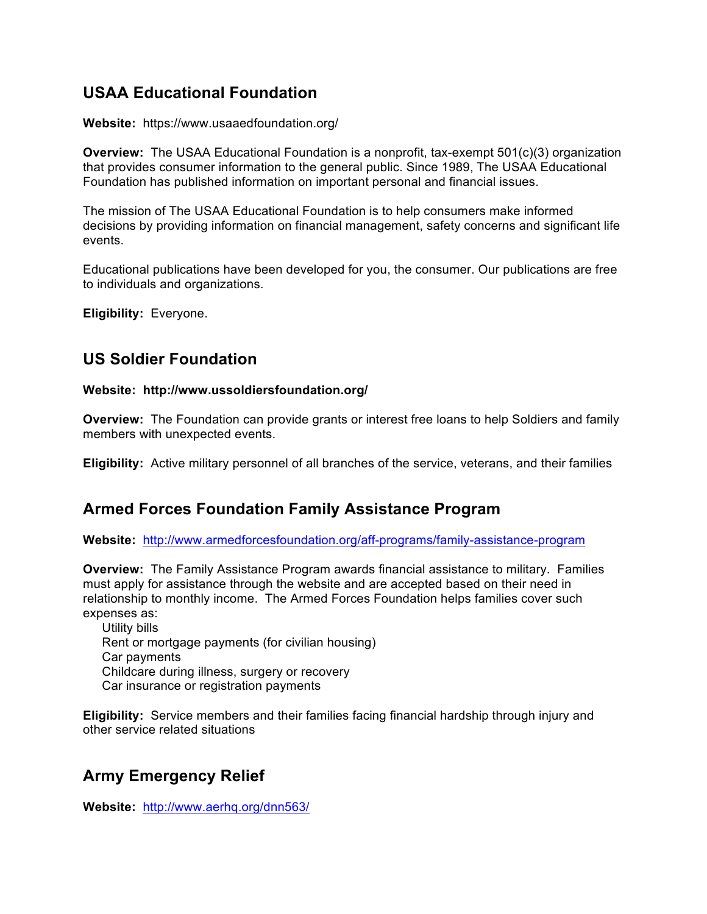## USAA Educational Foundation

**Website:** https://www.usaaedfoundation.org/

**Overview:** The USAA Educational Foundation is a nonprofit, tax-exempt 501(c)(3) organization that provides consumer information to the general public. Since 1989, The USAA Educational Foundation has published information on important personal and financial issues.

The mission of The USAA Educational Foundation is to help consumers make informed decisions by providing information on financial management, safety concerns and significant life events.

Educational publications have been developed for you, the consumer. Our publications are free to individuals and organizations.

**Eligibility:** Everyone.

## US Soldier Foundation

**Website: http://www.ussoldiersfoundation.org/**

**Overview:** The Foundation can provide grants or interest free loans to help Soldiers and family members with unexpected events.

**Eligibility:** Active military personnel of all branches of the service, veterans, and their families

## Armed Forces Foundation Family Assistance Program

**Website:** http://www.armedforcesfoundation.org/aff-programs/family-assistance-program

**Overview:** The Family Assistance Program awards financial assistance to military. Families must apply for assistance through the website and are accepted based on their need in relationship to monthly income. The Armed Forces Foundation helps families cover such expenses as:

- Utility bills
- Rent or mortgage payments (for civilian housing)
- Car payments
- Childcare during illness, surgery or recovery
- Car insurance or registration payments

**Eligibility:** Service members and their families facing financial hardship through injury and other service related situations

## Army Emergency Relief

**Website:** http://www.aerhq.org/dnn563/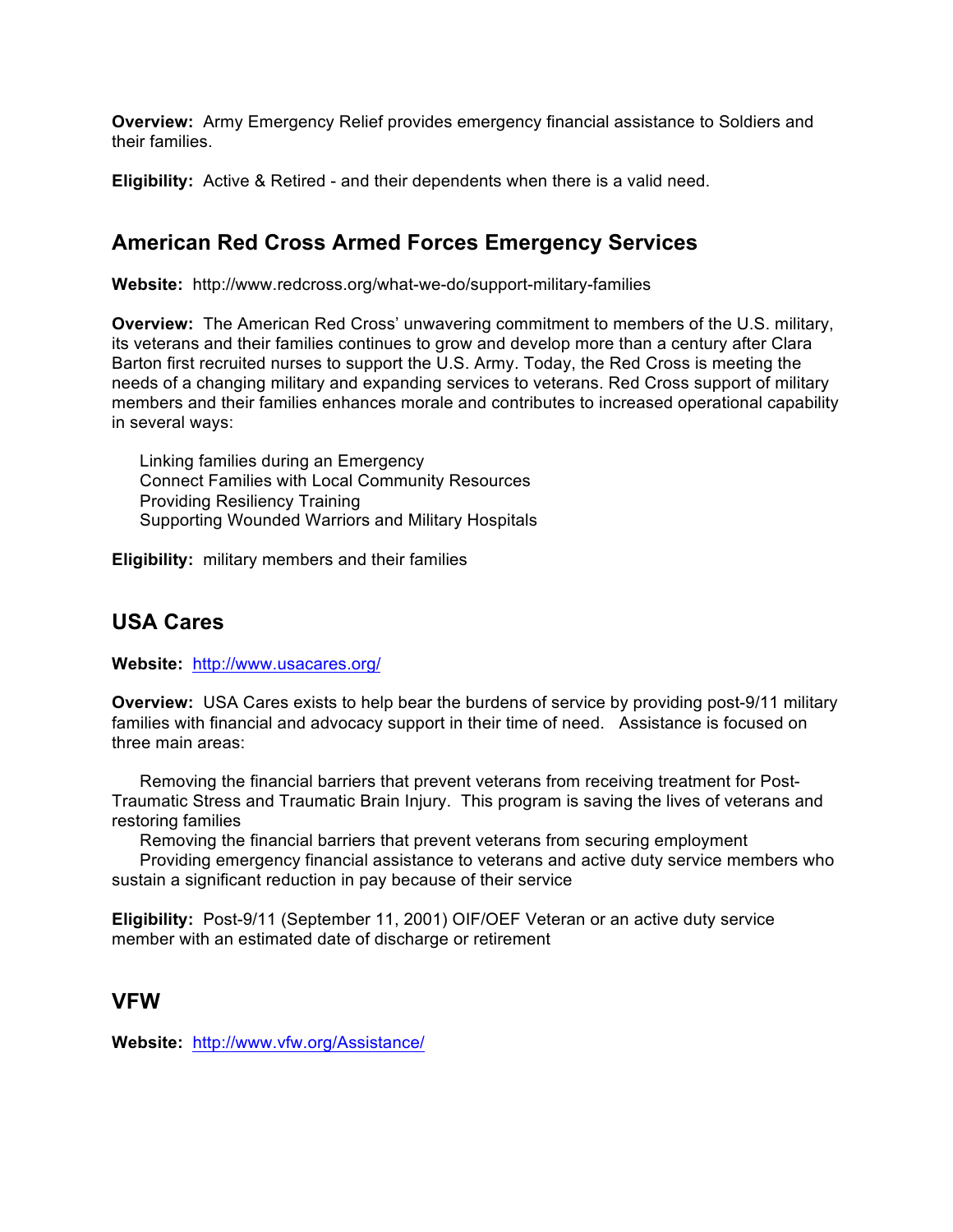**Overview:** Army Emergency Relief provides emergency financial assistance to Soldiers and their families.

**Eligibility:** Active & Retired - and their dependents when there is a valid need.

## American Red Cross Armed Forces Emergency Services

**Website:** http://www.redcross.org/what-we-do/support-military-families

**Overview:** The American Red Cross' unwavering commitment to members of the U.S. military, its veterans and their families continues to grow and develop more than a century after Clara Barton first recruited nurses to support the U.S. Army. Today, the Red Cross is meeting the needs of a changing military and expanding services to veterans. Red Cross support of military members and their families enhances morale and contributes to increased operational capability in several ways:

- Linking families during an Emergency
- Connect Families with Local Community Resources
- Providing Resiliency Training
- Supporting Wounded Warriors and Military Hospitals

**Eligibility:** military members and their families

## USA Cares

**Website:** http://www.usacares.org/

**Overview:** USA Cares exists to help bear the burdens of service by providing post-9/11 military families with financial and advocacy support in their time of need. Assistance is focused on three main areas:

- Removing the financial barriers that prevent veterans from receiving treatment for Post-Traumatic Stress and Traumatic Brain Injury. This program is saving the lives of veterans and restoring families
- Removing the financial barriers that prevent veterans from securing employment
- Providing emergency financial assistance to veterans and active duty service members who sustain a significant reduction in pay because of their service

**Eligibility:** Post-9/11 (September 11, 2001) OIF/OEF Veteran or an active duty service member with an estimated date of discharge or retirement

## VFW

**Website:** http://www.vfw.org/Assistance/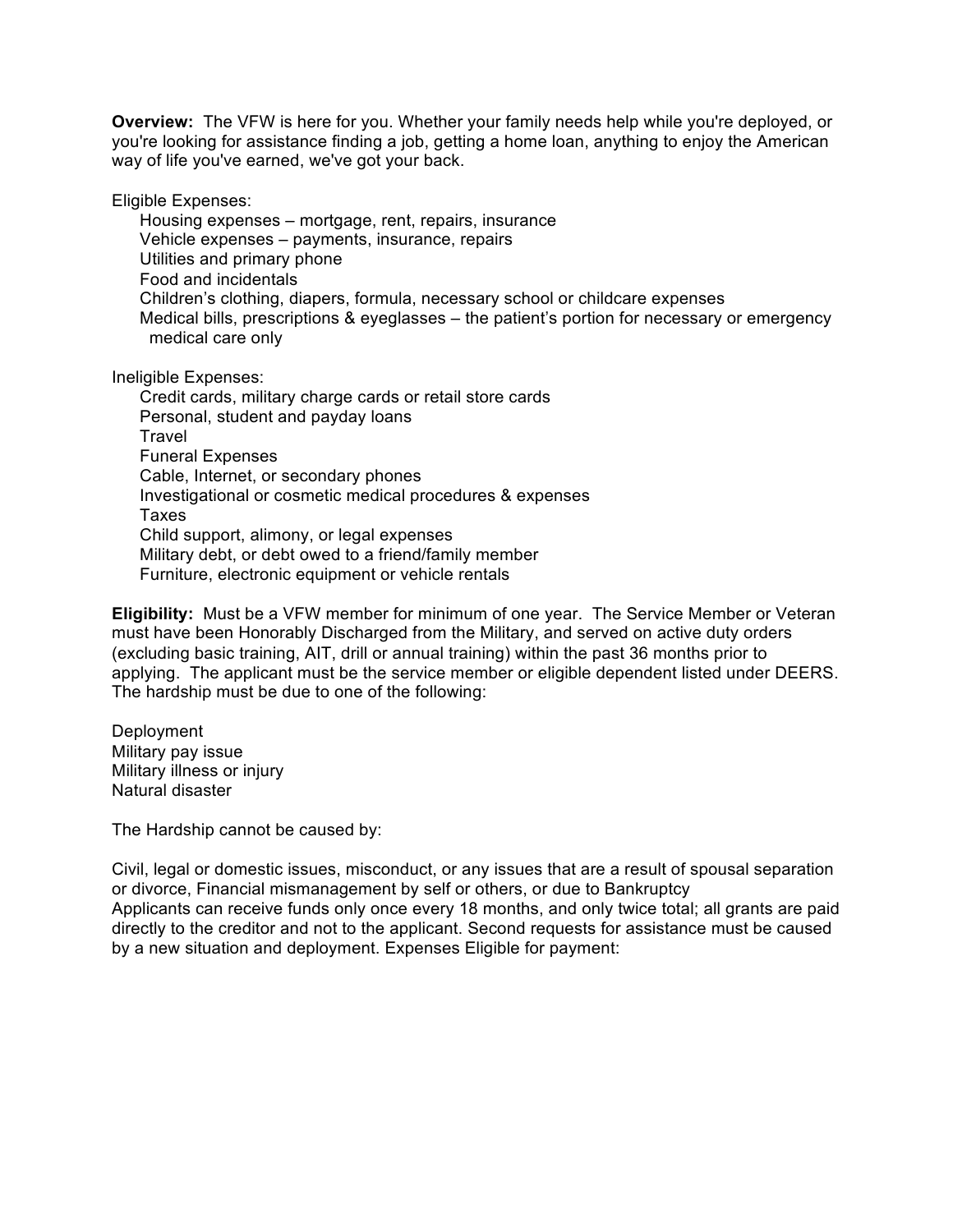**Overview:** The VFW is here for you. Whether your family needs help while you're deployed, or you're looking for assistance finding a job, getting a home loan, anything to enjoy the American way of life you've earned, we've got your back.

Eligible Expenses:

- Housing expenses – mortgage, rent, repairs, insurance
- Vehicle expenses – payments, insurance, repairs
- Utilities and primary phone
- Food and incidentals
- Children's clothing, diapers, formula, necessary school or childcare expenses
- Medical bills, prescriptions & eyeglasses – the patient's portion for necessary or emergency medical care only

Ineligible Expenses:

- Credit cards, military charge cards or retail store cards
- Personal, student and payday loans
- Travel
- Funeral Expenses
- Cable, Internet, or secondary phones
- Investigational or cosmetic medical procedures & expenses
- Taxes
- Child support, alimony, or legal expenses
- Military debt, or debt owed to a friend/family member
- Furniture, electronic equipment or vehicle rentals

**Eligibility:** Must be a VFW member for minimum of one year. The Service Member or Veteran must have been Honorably Discharged from the Military, and served on active duty orders (excluding basic training, AIT, drill or annual training) within the past 36 months prior to applying. The applicant must be the service member or eligible dependent listed under DEERS. The hardship must be due to one of the following:

Deployment
Military pay issue
Military illness or injury
Natural disaster

The Hardship cannot be caused by:

Civil, legal or domestic issues, misconduct, or any issues that are a result of spousal separation or divorce, Financial mismanagement by self or others, or due to Bankruptcy
Applicants can receive funds only once every 18 months, and only twice total; all grants are paid directly to the creditor and not to the applicant. Second requests for assistance must be caused by a new situation and deployment. Expenses Eligible for payment: